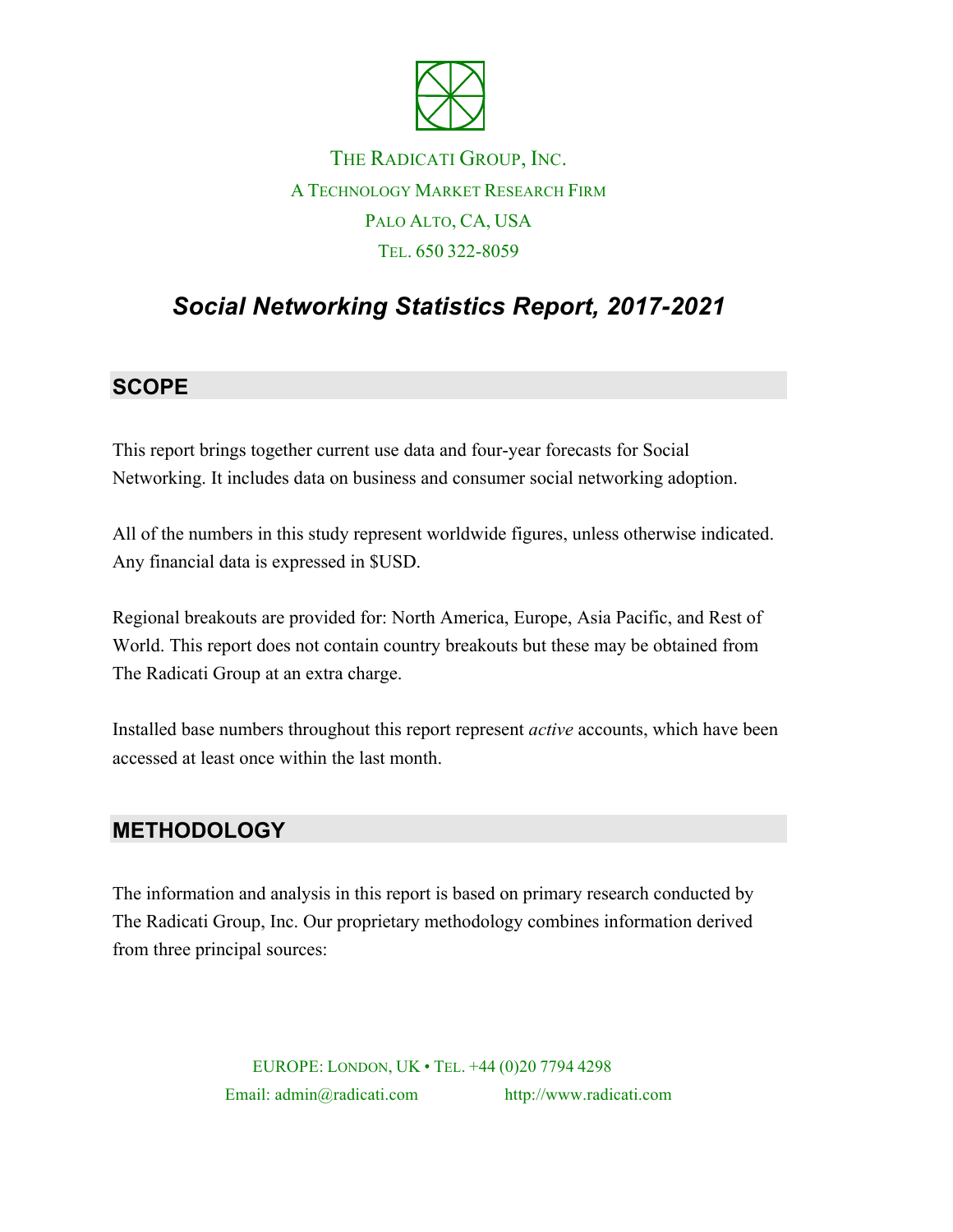THE RADICATI GROUP, INC.

A TECHNOLOGY MARKET RESEARCH FIRM

PALO ALTO, CA, USA

TEL. 650 322-8059

# *Social Networking Statistics Report, 2017-2021*

## SCOPE

This report brings together current use data and four-year forecasts for Social Networking. It includes data on business and consumer social networking adoption.

All of the numbers in this study represent worldwide figures, unless otherwise indicated. Any financial data is expressed in $USD.

Regional breakouts are provided for: North America, Europe, Asia Pacific, and Rest of World. This report does not contain country breakouts but these may be obtained from The Radicati Group at an extra charge.

Installed base numbers throughout this report represent *active* accounts, which have been accessed at least once within the last month.

## METHODOLOGY

The information and analysis in this report is based on primary research conducted by The Radicati Group, Inc. Our proprietary methodology combines information derived from three principal sources:

EUROPE: LONDON, UK • TEL. +44 (0)20 7794 4298

Email: admin@radicati.com http://www.radicati.com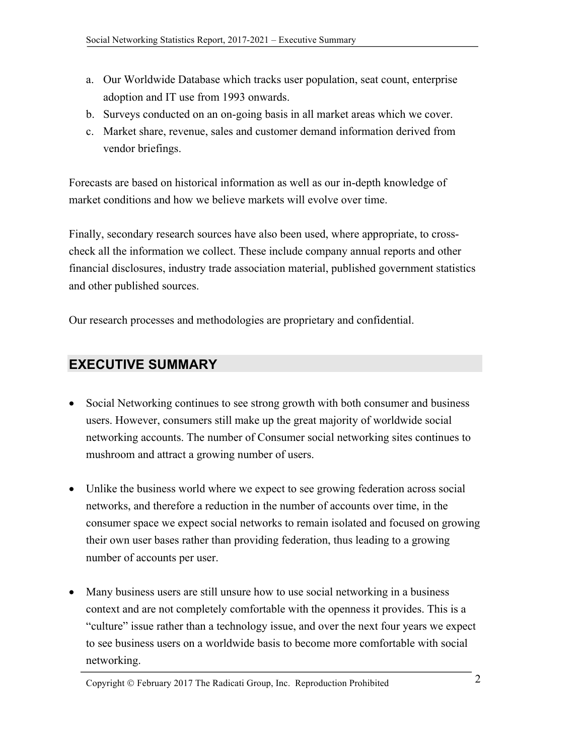a. Our Worldwide Database which tracks user population, seat count, enterprise adoption and IT use from 1993 onwards.
b. Surveys conducted on an on-going basis in all market areas which we cover.
c. Market share, revenue, sales and customer demand information derived from vendor briefings.

Forecasts are based on historical information as well as our in-depth knowledge of market conditions and how we believe markets will evolve over time.

Finally, secondary research sources have also been used, where appropriate, to cross-check all the information we collect. These include company annual reports and other financial disclosures, industry trade association material, published government statistics and other published sources.

Our research processes and methodologies are proprietary and confidential.

## EXECUTIVE SUMMARY

- Social Networking continues to see strong growth with both consumer and business users. However, consumers still make up the great majority of worldwide social networking accounts. The number of Consumer social networking sites continues to mushroom and attract a growing number of users.

- Unlike the business world where we expect to see growing federation across social networks, and therefore a reduction in the number of accounts over time, in the consumer space we expect social networks to remain isolated and focused on growing their own user bases rather than providing federation, thus leading to a growing number of accounts per user.

- Many business users are still unsure how to use social networking in a business context and are not completely comfortable with the openness it provides. This is a "culture" issue rather than a technology issue, and over the next four years we expect to see business users on a worldwide basis to become more comfortable with social networking.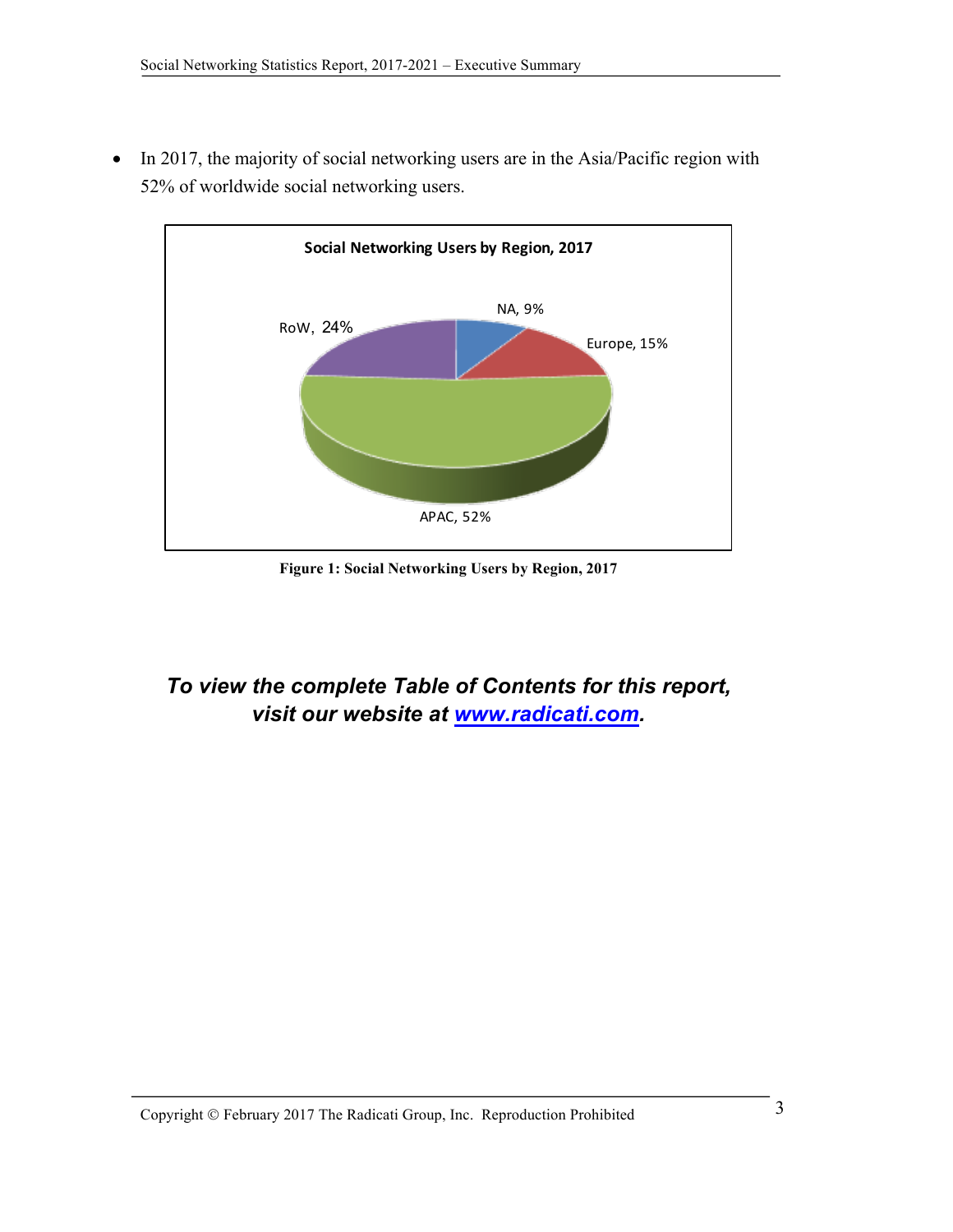- In 2017, the majority of social networking users are in the Asia/Pacific region with 52% of worldwide social networking users.

Social Networking Users by Region, 2017

NA, 9%

Europe, 15%

RoW, 24%

APAC, 52%

**Figure 1: Social Networking Users by Region, 2017**

***To view the complete Table of Contents for this report, visit our website at [www.radicati.com](http://www.radicati.com).***

Copyright © February 2017 The Radicati Group, Inc. Reproduction Prohibited